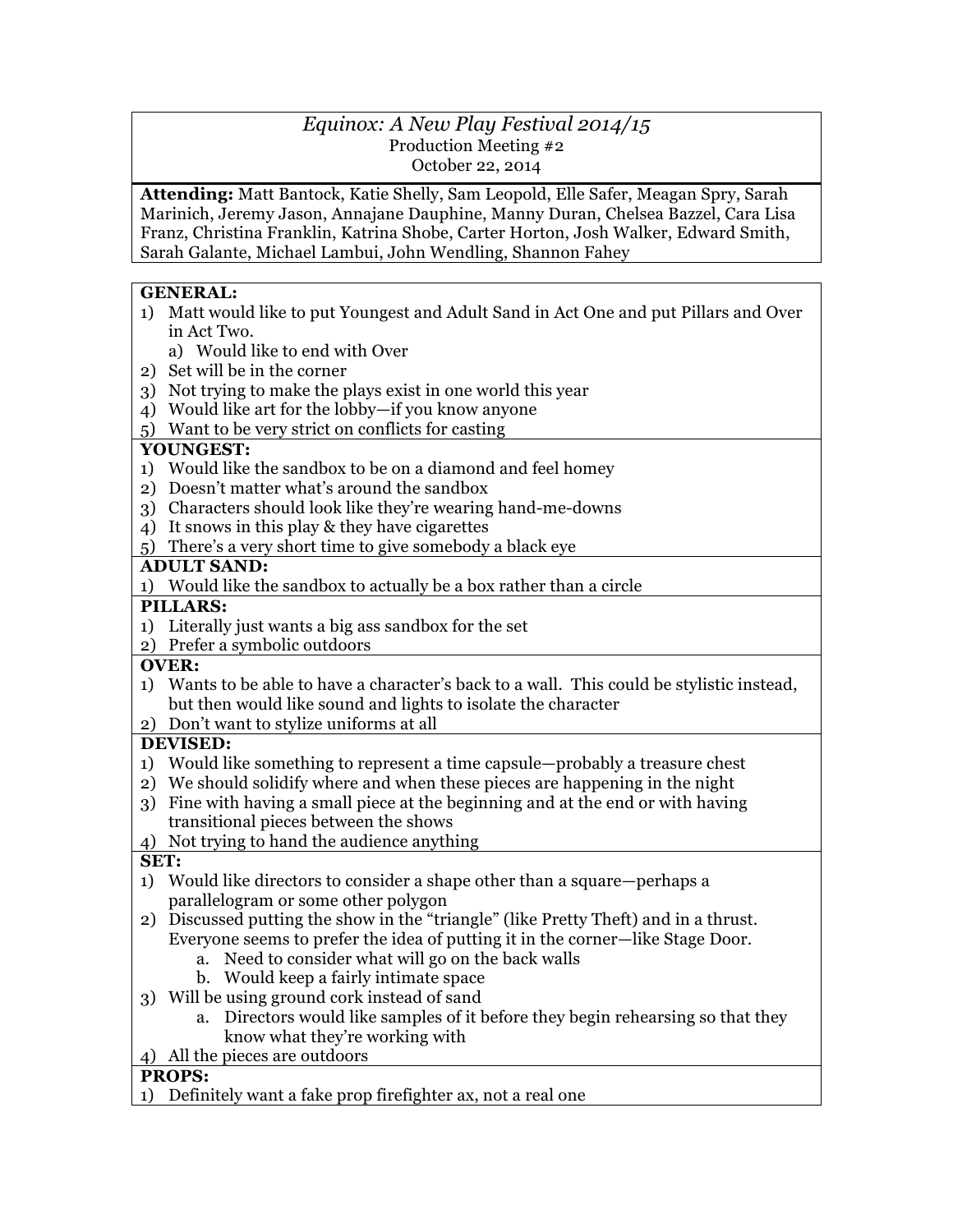# *Equinox: A New Play Festival 2014/15*

Production Meeting #2

October 22, 2014

**Attending:** Matt Bantock, Katie Shelly, Sam Leopold, Elle Safer, Meagan Spry, Sarah Marinich, Jeremy Jason, Annajane Dauphine, Manny Duran, Chelsea Bazzel, Cara Lisa Franz, Christina Franklin, Katrina Shobe, Carter Horton, Josh Walker, Edward Smith, Sarah Galante, Michael Lambui, John Wendling, Shannon Fahey

**GENERAL:**

1) Matt would like to put Youngest and Adult Sand in Act One and put Pillars and Over in Act Two.
   a) Would like to end with Over
2) Set will be in the corner
3) Not trying to make the plays exist in one world this year
4) Would like art for the lobby—if you know anyone
5) Want to be very strict on conflicts for casting

**YOUNGEST:**

1) Would like the sandbox to be on a diamond and feel homey
2) Doesn't matter what's around the sandbox
3) Characters should look like they're wearing hand-me-downs
4) It snows in this play & they have cigarettes
5) There's a very short time to give somebody a black eye

**ADULT SAND:**

1) Would like the sandbox to actually be a box rather than a circle

**PILLARS:**

1) Literally just wants a big ass sandbox for the set
2) Prefer a symbolic outdoors

**OVER:**

1) Wants to be able to have a character's back to a wall. This could be stylistic instead, but then would like sound and lights to isolate the character
2) Don't want to stylize uniforms at all

**DEVISED:**

1) Would like something to represent a time capsule—probably a treasure chest
2) We should solidify where and when these pieces are happening in the night
3) Fine with having a small piece at the beginning and at the end or with having transitional pieces between the shows
4) Not trying to hand the audience anything

**SET:**

1) Would like directors to consider a shape other than a square—perhaps a parallelogram or some other polygon
2) Discussed putting the show in the "triangle" (like Pretty Theft) and in a thrust. Everyone seems to prefer the idea of putting it in the corner—like Stage Door.
   a. Need to consider what will go on the back walls
   b. Would keep a fairly intimate space
3) Will be using ground cork instead of sand
   a. Directors would like samples of it before they begin rehearsing so that they know what they're working with
4) All the pieces are outdoors

**PROPS:**

1) Definitely want a fake prop firefighter ax, not a real one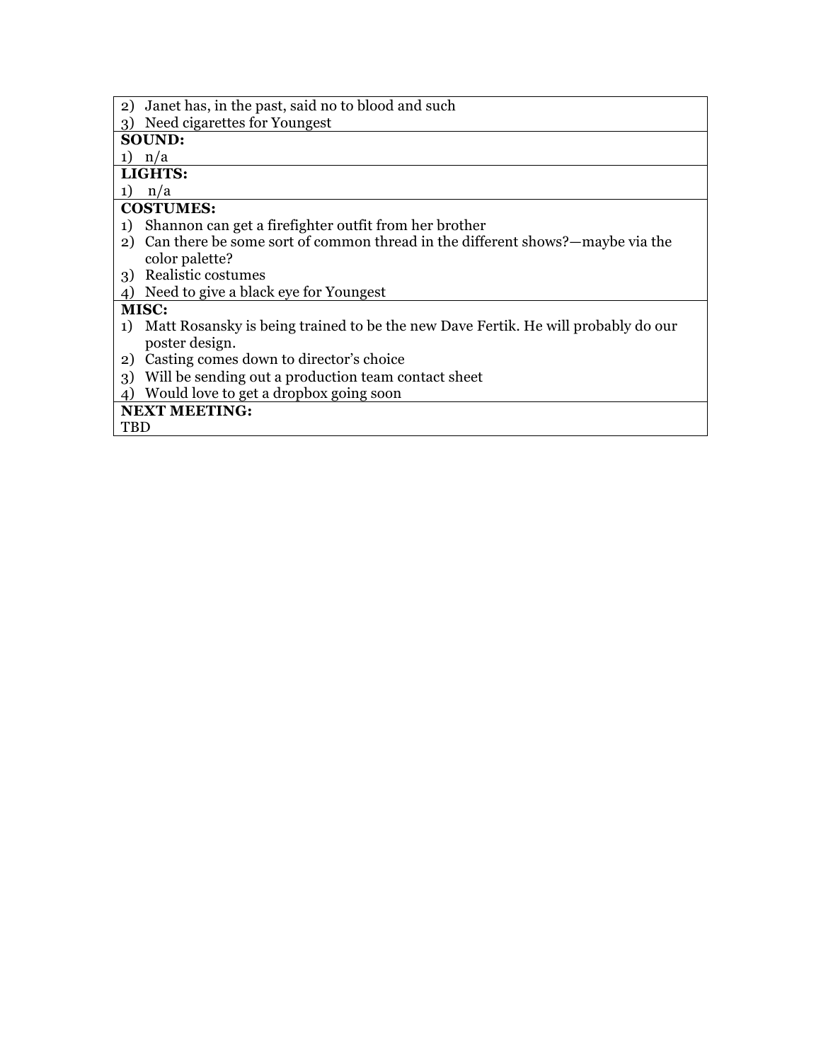2) Janet has, in the past, said no to blood and such
3) Need cigarettes for Youngest

**SOUND:**

1) n/a

**LIGHTS:**

1) n/a

**COSTUMES:**

1) Shannon can get a firefighter outfit from her brother
2) Can there be some sort of common thread in the different shows?—maybe via the color palette?
3) Realistic costumes
4) Need to give a black eye for Youngest

**MISC:**

1) Matt Rosansky is being trained to be the new Dave Fertik. He will probably do our poster design.
2) Casting comes down to director's choice
3) Will be sending out a production team contact sheet
4) Would love to get a dropbox going soon

**NEXT MEETING:**

TBD